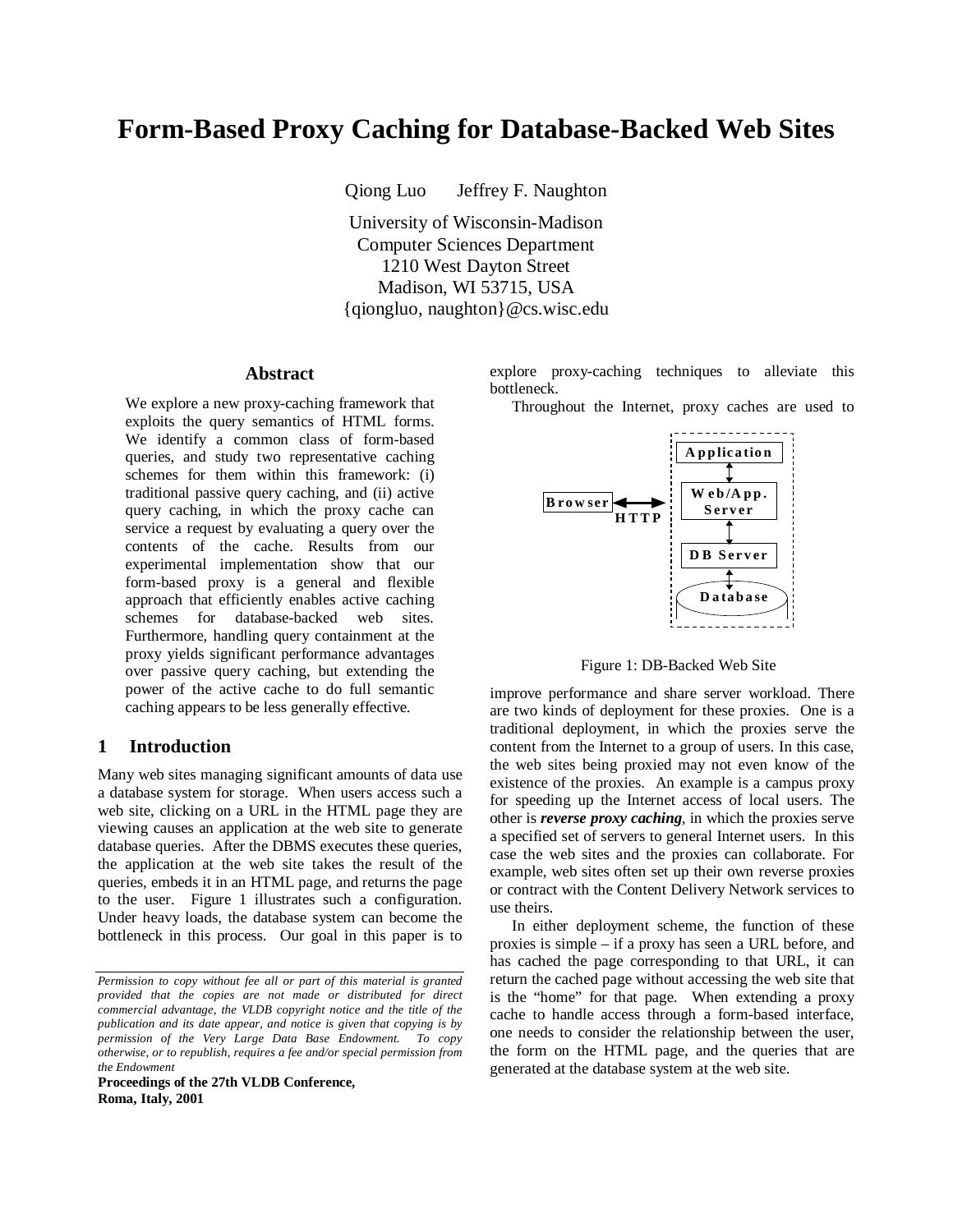# Form-Based Proxy Caching for Database-Backed Web Sites

Qiong Luo  Jeffrey F. Naughton

University of Wisconsin-Madison
Computer Sciences Department
1210 West Dayton Street
Madison, WI 53715, USA
{qiongluo, naughton}@cs.wisc.edu

## Abstract

We explore a new proxy-caching framework that exploits the query semantics of HTML forms. We identify a common class of form-based queries, and study two representative caching schemes for them within this framework: (i) traditional passive query caching, and (ii) active query caching, in which the proxy cache can service a request by evaluating a query over the contents of the cache. Results from our experimental implementation show that our form-based proxy is a general and flexible approach that efficiently enables active caching schemes for database-backed web sites. Furthermore, handling query containment at the proxy yields significant performance advantages over passive query caching, but extending the power of the active cache to do full semantic caching appears to be less generally effective.

## 1 Introduction

Many web sites managing significant amounts of data use a database system for storage. When users access such a web site, clicking on a URL in the HTML page they are viewing causes an application at the web site to generate database queries. After the DBMS executes these queries, the application at the web site takes the result of the queries, embeds it in an HTML page, and returns the page to the user. Figure 1 illustrates such a configuration. Under heavy loads, the database system can become the bottleneck in this process. Our goal in this paper is to explore proxy-caching techniques to alleviate this bottleneck.

Throughout the Internet, proxy caches are used to improve performance and share server workload. There are two kinds of deployment for these proxies. One is a traditional deployment, in which the proxies serve the content from the Internet to a group of users. In this case, the web sites being proxied may not even know of the existence of the proxies. An example is a campus proxy for speeding up the Internet access of local users. The other is ***reverse proxy caching***, in which the proxies serve a specified set of servers to general Internet users. In this case the web sites and the proxies can collaborate. For example, web sites often set up their own reverse proxies or contract with the Content Delivery Network services to use theirs.

Browser
HTTP
Application
Web/App. Server
DB Server
Database

Figure 1: DB-Backed Web Site

In either deployment scheme, the function of these proxies is simple – if a proxy has seen a URL before, and has cached the page corresponding to that URL, it can return the cached page without accessing the web site that is the "home" for that page. When extending a proxy cache to handle access through a form-based interface, one needs to consider the relationship between the user, the form on the HTML page, and the queries that are generated at the database system at the web site.

*Permission to copy without fee all or part of this material is granted provided that the copies are not made or distributed for direct commercial advantage, the VLDB copyright notice and the title of the publication and its date appear, and notice is given that copying is by permission of the Very Large Data Base Endowment. To copy otherwise, or to republish, requires a fee and/or special permission from the Endowment*

**Proceedings of the 27th VLDB Conference, Roma, Italy, 2001**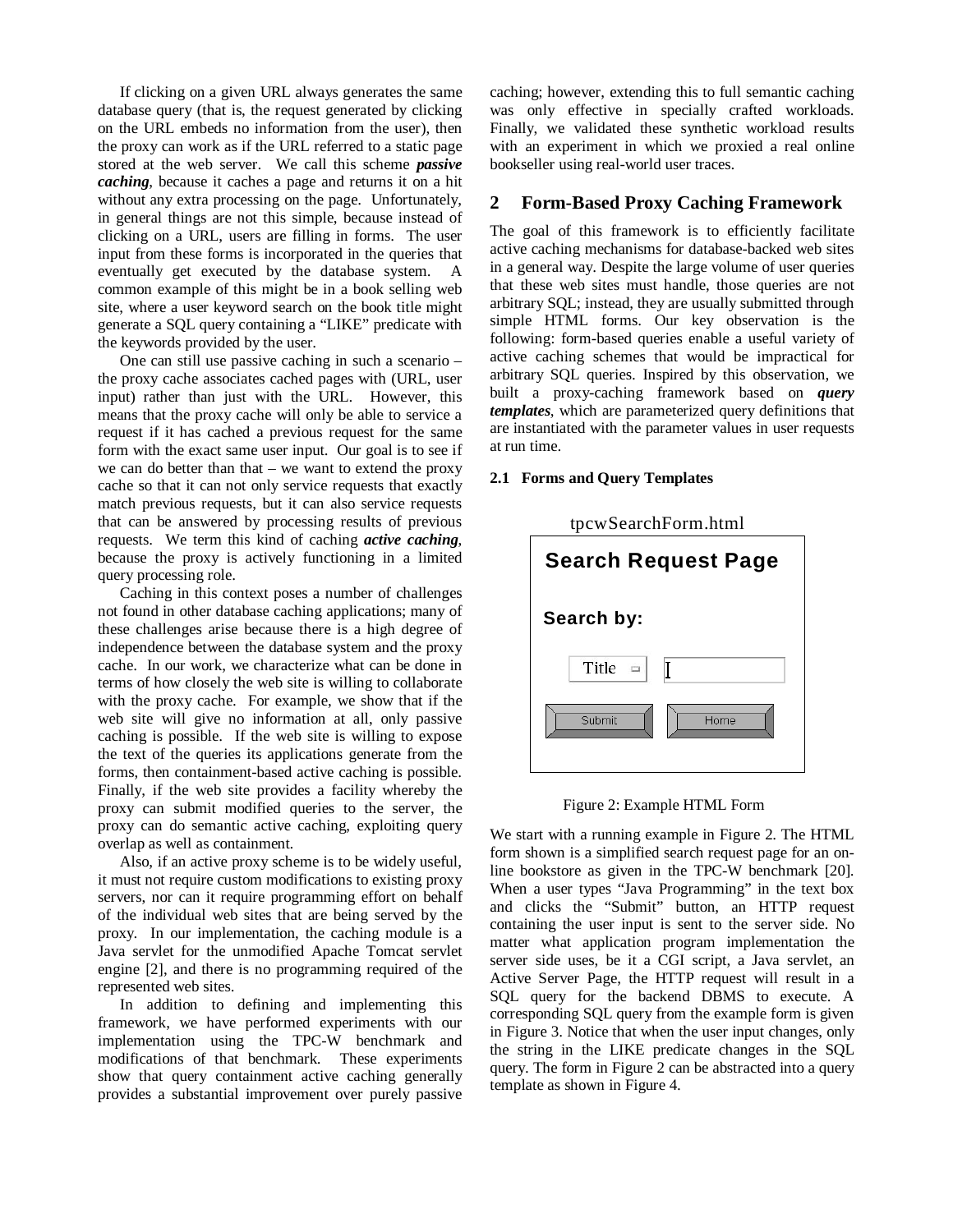If clicking on a given URL always generates the same database query (that is, the request generated by clicking on the URL embeds no information from the user), then the proxy can work as if the URL referred to a static page stored at the web server. We call this scheme ***passive caching***, because it caches a page and returns it on a hit without any extra processing on the page. Unfortunately, in general things are not this simple, because instead of clicking on a URL, users are filling in forms. The user input from these forms is incorporated in the queries that eventually get executed by the database system. A common example of this might be in a book selling web site, where a user keyword search on the book title might generate a SQL query containing a "LIKE" predicate with the keywords provided by the user.

One can still use passive caching in such a scenario – the proxy cache associates cached pages with (URL, user input) rather than just with the URL. However, this means that the proxy cache will only be able to service a request if it has cached a previous request for the same form with the exact same user input. Our goal is to see if we can do better than that – we want to extend the proxy cache so that it can not only service requests that exactly match previous requests, but it can also service requests that can be answered by processing results of previous requests. We term this kind of caching ***active caching***, because the proxy is actively functioning in a limited query processing role.

Caching in this context poses a number of challenges not found in other database caching applications; many of these challenges arise because there is a high degree of independence between the database system and the proxy cache. In our work, we characterize what can be done in terms of how closely the web site is willing to collaborate with the proxy cache. For example, we show that if the web site will give no information at all, only passive caching is possible. If the web site is willing to expose the text of the queries its applications generate from the forms, then containment-based active caching is possible. Finally, if the web site provides a facility whereby the proxy can submit modified queries to the server, the proxy can do semantic active caching, exploiting query overlap as well as containment.

Also, if an active proxy scheme is to be widely useful, it must not require custom modifications to existing proxy servers, nor can it require programming effort on behalf of the individual web sites that are being served by the proxy. In our implementation, the caching module is a Java servlet for the unmodified Apache Tomcat servlet engine [2], and there is no programming required of the represented web sites.

In addition to defining and implementing this framework, we have performed experiments with our implementation using the TPC-W benchmark and modifications of that benchmark. These experiments show that query containment active caching generally provides a substantial improvement over purely passive caching; however, extending this to full semantic caching was only effective in specially crafted workloads. Finally, we validated these synthetic workload results with an experiment in which we proxied a real online bookseller using real-world user traces.

## 2 Form-Based Proxy Caching Framework

The goal of this framework is to efficiently facilitate active caching mechanisms for database-backed web sites in a general way. Despite the large volume of user queries that these web sites must handle, those queries are not arbitrary SQL; instead, they are usually submitted through simple HTML forms. Our key observation is the following: form-based queries enable a useful variety of active caching schemes that would be impractical for arbitrary SQL queries. Inspired by this observation, we built a proxy-caching framework based on ***query templates***, which are parameterized query definitions that are instantiated with the parameter values in user requests at run time.

### 2.1 Forms and Query Templates

tpcwSearchForm.html

Search Request Page

Search by:

Title

Submit

Home

Figure 2: Example HTML Form

We start with a running example in Figure 2. The HTML form shown is a simplified search request page for an on-line bookstore as given in the TPC-W benchmark [20]. When a user types "Java Programming" in the text box and clicks the "Submit" button, an HTTP request containing the user input is sent to the server side. No matter what application program implementation the server side uses, be it a CGI script, a Java servlet, an Active Server Page, the HTTP request will result in a SQL query for the backend DBMS to execute. A corresponding SQL query from the example form is given in Figure 3. Notice that when the user input changes, only the string in the LIKE predicate changes in the SQL query. The form in Figure 2 can be abstracted into a query template as shown in Figure 4.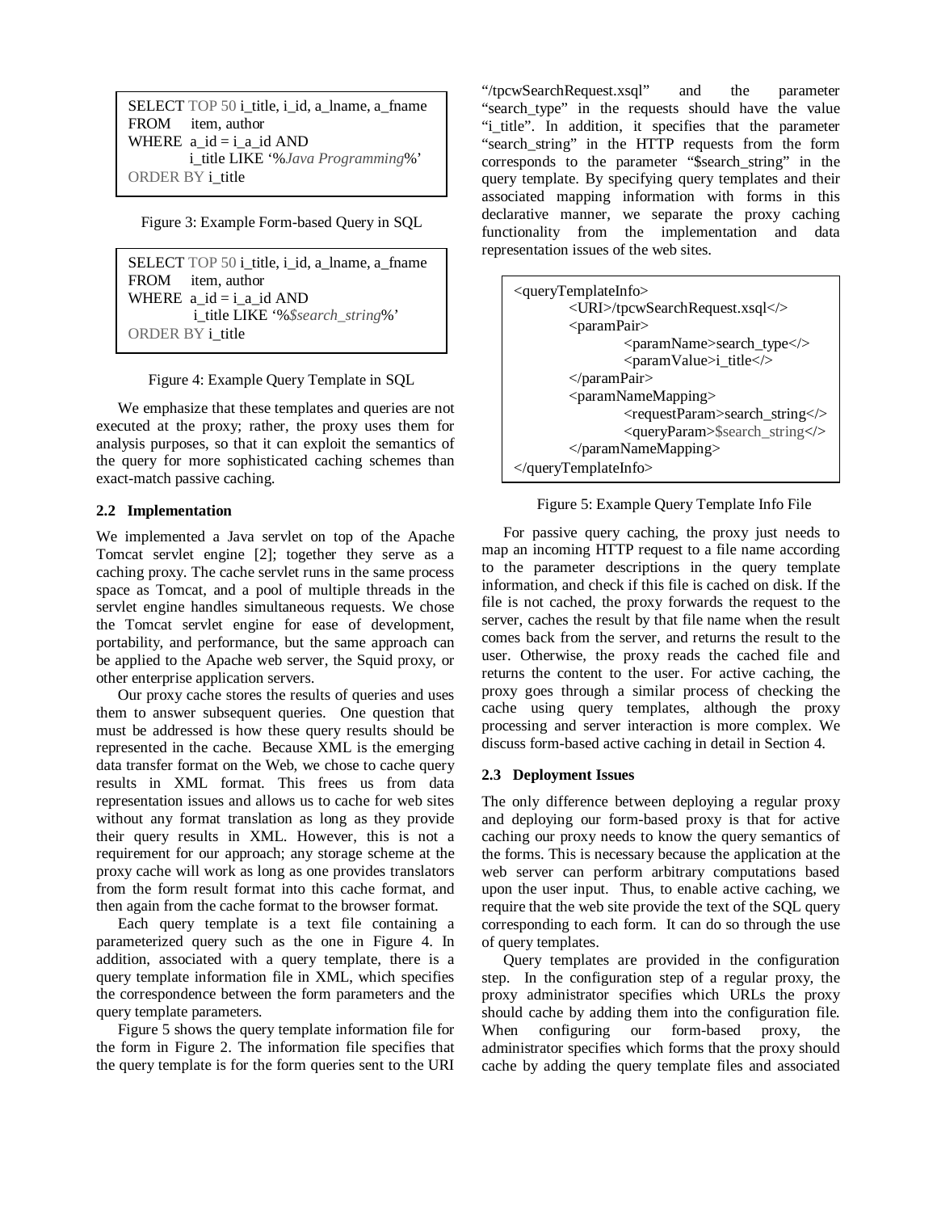```
SELECT TOP 50 i_title, i_id, a_lname, a_fname
FROM    item, author
WHERE  a_id = i_a_id AND
          i_title LIKE '%Java Programming%'
ORDER BY i_title
```

Figure 3: Example Form-based Query in SQL

```
SELECT TOP 50 i_title, i_id, a_lname, a_fname
FROM    item, author
WHERE  a_id = i_a_id AND
          i_title LIKE '%$search_string%'
ORDER BY i_title
```

Figure 4: Example Query Template in SQL

We emphasize that these templates and queries are not executed at the proxy; rather, the proxy uses them for analysis purposes, so that it can exploit the semantics of the query for more sophisticated caching schemes than exact-match passive caching.

### 2.2 Implementation

We implemented a Java servlet on top of the Apache Tomcat servlet engine [2]; together they serve as a caching proxy. The cache servlet runs in the same process space as Tomcat, and a pool of multiple threads in the servlet engine handles simultaneous requests. We chose the Tomcat servlet engine for ease of development, portability, and performance, but the same approach can be applied to the Apache web server, the Squid proxy, or other enterprise application servers.

Our proxy cache stores the results of queries and uses them to answer subsequent queries. One question that must be addressed is how these query results should be represented in the cache. Because XML is the emerging data transfer format on the Web, we chose to cache query results in XML format. This frees us from data representation issues and allows us to cache for web sites without any format translation as long as they provide their query results in XML. However, this is not a requirement for our approach; any storage scheme at the proxy cache will work as long as one provides translators from the form result format into this cache format, and then again from the cache format to the browser format.

Each query template is a text file containing a parameterized query such as the one in Figure 4. In addition, associated with a query template, there is a query template information file in XML, which specifies the correspondence between the form parameters and the query template parameters.

Figure 5 shows the query template information file for the form in Figure 2. The information file specifies that the query template is for the form queries sent to the URI "/tpcwSearchRequest.xsql" and the parameter "search_type" in the requests should have the value "i_title". In addition, it specifies that the parameter "search_string" in the HTTP requests from the form corresponds to the parameter "$search_string" in the query template. By specifying query templates and their associated mapping information with forms in this declarative manner, we separate the proxy caching functionality from the implementation and data representation issues of the web sites.

```
<queryTemplateInfo>
        <URI>/tpcwSearchRequest.xsql</>
        <paramPair>
                <paramName>search_type</>
                <paramValue>i_title</>
        </paramPair>
        <paramNameMapping>
                <requestParam>search_string</>
                <queryParam>$search_string</>
        </paramNameMapping>
</queryTemplateInfo>
```

Figure 5: Example Query Template Info File

For passive query caching, the proxy just needs to map an incoming HTTP request to a file name according to the parameter descriptions in the query template information, and check if this file is cached on disk. If the file is not cached, the proxy forwards the request to the server, caches the result by that file name when the result comes back from the server, and returns the result to the user. Otherwise, the proxy reads the cached file and returns the content to the user. For active caching, the proxy goes through a similar process of checking the cache using query templates, although the proxy processing and server interaction is more complex. We discuss form-based active caching in detail in Section 4.

### 2.3 Deployment Issues

The only difference between deploying a regular proxy and deploying our form-based proxy is that for active caching our proxy needs to know the query semantics of the forms. This is necessary because the application at the web server can perform arbitrary computations based upon the user input. Thus, to enable active caching, we require that the web site provide the text of the SQL query corresponding to each form. It can do so through the use of query templates.

Query templates are provided in the configuration step. In the configuration step of a regular proxy, the proxy administrator specifies which URLs the proxy should cache by adding them into the configuration file. When configuring our form-based proxy, the administrator specifies which forms that the proxy should cache by adding the query template files and associated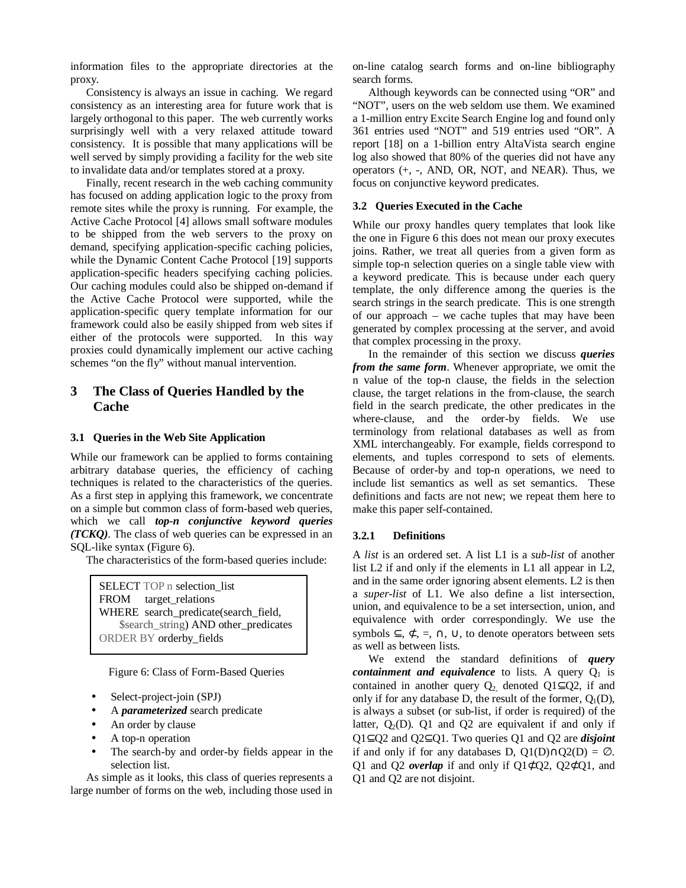information files to the appropriate directories at the proxy.

Consistency is always an issue in caching. We regard consistency as an interesting area for future work that is largely orthogonal to this paper. The web currently works surprisingly well with a very relaxed attitude toward consistency. It is possible that many applications will be well served by simply providing a facility for the web site to invalidate data and/or templates stored at a proxy.

Finally, recent research in the web caching community has focused on adding application logic to the proxy from remote sites while the proxy is running. For example, the Active Cache Protocol [4] allows small software modules to be shipped from the web servers to the proxy on demand, specifying application-specific caching policies, while the Dynamic Content Cache Protocol [19] supports application-specific headers specifying caching policies. Our caching modules could also be shipped on-demand if the Active Cache Protocol were supported, while the application-specific query template information for our framework could also be easily shipped from web sites if either of the protocols were supported. In this way proxies could dynamically implement our active caching schemes "on the fly" without manual intervention.

# 3 The Class of Queries Handled by the Cache

## 3.1 Queries in the Web Site Application

While our framework can be applied to forms containing arbitrary database queries, the efficiency of caching techniques is related to the characteristics of the queries. As a first step in applying this framework, we concentrate on a simple but common class of form-based web queries, which we call ***top-n conjunctive keyword queries (TCKQ)***. The class of web queries can be expressed in an SQL-like syntax (Figure 6).

The characteristics of the form-based queries include:

```
SELECT TOP n selection_list
FROM    target_relations
WHERE  search_predicate(search_field,
       $search_string) AND other_predicates
ORDER BY orderby_fields
```

Figure 6: Class of Form-Based Queries

- Select-project-join (SPJ)
- A ***parameterized*** search predicate
- An order by clause
- A top-n operation
- The search-by and order-by fields appear in the selection list.

As simple as it looks, this class of queries represents a large number of forms on the web, including those used in on-line catalog search forms and on-line bibliography search forms.

Although keywords can be connected using "OR" and "NOT", users on the web seldom use them. We examined a 1-million entry Excite Search Engine log and found only 361 entries used "NOT" and 519 entries used "OR". A report [18] on a 1-billion entry AltaVista search engine log also showed that 80% of the queries did not have any operators (+, -, AND, OR, NOT, and NEAR). Thus, we focus on conjunctive keyword predicates.

## 3.2 Queries Executed in the Cache

While our proxy handles query templates that look like the one in Figure 6 this does not mean our proxy executes joins. Rather, we treat all queries from a given form as simple top-n selection queries on a single table view with a keyword predicate. This is because under each query template, the only difference among the queries is the search strings in the search predicate. This is one strength of our approach – we cache tuples that may have been generated by complex processing at the server, and avoid that complex processing in the proxy.

In the remainder of this section we discuss ***queries from the same form***. Whenever appropriate, we omit the n value of the top-n clause, the fields in the selection clause, the target relations in the from-clause, the search field in the search predicate, the other predicates in the where-clause, and the order-by fields. We use terminology from relational databases as well as from XML interchangeably. For example, fields correspond to elements, and tuples correspond to sets of elements. Because of order-by and top-n operations, we need to include list semantics as well as set semantics. These definitions and facts are not new; we repeat them here to make this paper self-contained.

### 3.2.1 Definitions

A *list* is an ordered set. A list L1 is a *sub-list* of another list L2 if and only if the elements in L1 all appear in L2, and in the same order ignoring absent elements. L2 is then a *super-list* of L1. We also define a list intersection, union, and equivalence to be a set intersection, union, and equivalence with order correspondingly. We use the symbols $\subseteq$, $\not\subset$, $=$, $\cap$, $\cup$, to denote operators between sets as well as between lists.

We extend the standard definitions of ***query containment and equivalence*** to lists. A query $Q_1$ is contained in another query $Q_2$, denoted $Q1 \subseteq Q2$, if and only if for any database D, the result of the former, $Q_1(D)$, is always a subset (or sub-list, if order is required) of the latter, $Q_2(D)$. Q1 and Q2 are equivalent if and only if $Q1 \subseteq Q2$ and $Q2 \subseteq Q1$. Two queries Q1 and Q2 are ***disjoint*** if and only if for any databases D, $Q1(D) \cap Q2(D) = \emptyset$. Q1 and Q2 ***overlap*** if and only if $Q1 \not\subset Q2$, $Q2 \not\subset Q1$, and Q1 and Q2 are not disjoint.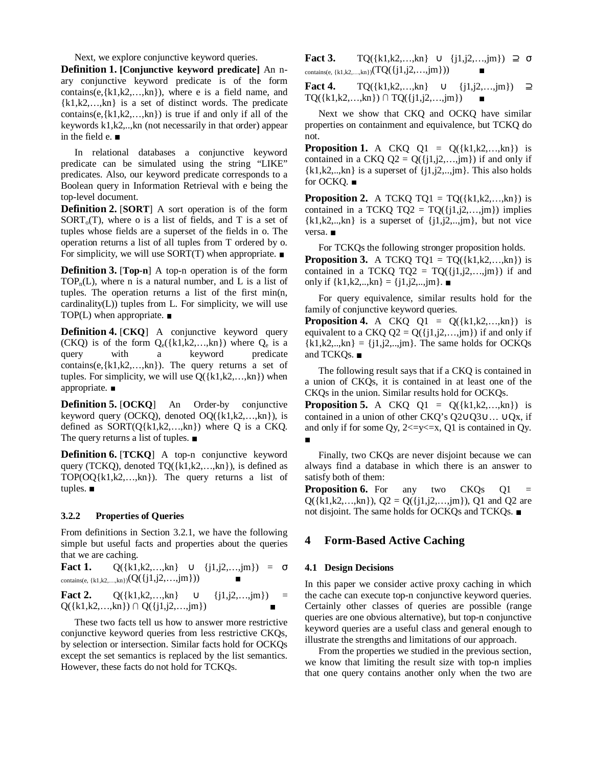Next, we explore conjunctive keyword queries.

**Definition 1. [Conjunctive keyword predicate]** An n-ary conjunctive keyword predicate is of the form contains(e,{k1,k2,…,kn}), where e is a field name, and {k1,k2,…,kn} is a set of distinct words. The predicate contains(e,{k1,k2,…,kn}) is true if and only if all of the keywords k1,k2,..,kn (not necessarily in that order) appear in the field e. ■

In relational databases a conjunctive keyword predicate can be simulated using the string "LIKE" predicates. Also, our keyword predicate corresponds to a Boolean query in Information Retrieval with e being the top-level document.

**Definition 2.** [**SORT**] A sort operation is of the form $SORT_o(T)$, where o is a list of fields, and T is a set of tuples whose fields are a superset of the fields in o. The operation returns a list of all tuples from T ordered by o. For simplicity, we will use SORT(T) when appropriate. ■

**Definition 3.** [**Top-n**] A top-n operation is of the form $TOP_n(L)$, where n is a natural number, and L is a list of tuples. The operation returns a list of the first min(n, cardinality(L)) tuples from L. For simplicity, we will use TOP(L) when appropriate. ■

**Definition 4.** [**CKQ**] A conjunctive keyword query (CKQ) is of the form $Q_e$({k1,k2,…,kn}) where $Q_e$ is a query with a keyword predicate contains(e,{k1,k2,…,kn}). The query returns a set of tuples. For simplicity, we will use Q({k1,k2,…,kn}) when appropriate. ■

**Definition 5.** [**OCKQ**] An Order-by conjunctive keyword query (OCKQ), denoted OQ({k1,k2,…,kn}), is defined as SORT(Q{k1,k2,…,kn}) where Q is a CKQ. The query returns a list of tuples. ■

**Definition 6.** [**TCKQ**] A top-n conjunctive keyword query (TCKQ), denoted TQ({k1,k2,…,kn}), is defined as TOP(OQ{k1,k2,…,kn}). The query returns a list of tuples. ■

### 3.2.2 Properties of Queries

From definitions in Section 3.2.1, we have the following simple but useful facts and properties about the queries that we are caching.

**Fact 1.** $Q(\{k1,k2,\ldots,kn\} \cup \{j1,j2,\ldots,jm\}) = \sigma_{contains(e, \{k1,k2,\ldots,kn\})}(Q(\{j1,j2,\ldots,jm\}))$ ■

**Fact 2.** $Q(\{k1,k2,\ldots,kn\} \cup \{j1,j2,\ldots,jm\}) = Q(\{k1,k2,\ldots,kn\}) \cap Q(\{j1,j2,\ldots,jm\})$ ■

These two facts tell us how to answer more restrictive conjunctive keyword queries from less restrictive CKQs, by selection or intersection. Similar facts hold for OCKQs except the set semantics is replaced by the list semantics. However, these facts do not hold for TCKQs.

**Fact 3.** $TQ(\{k1,k2,\ldots,kn\} \cup \{j1,j2,\ldots,jm\}) \supseteq \sigma_{contains(e, \{k1,k2,\ldots,kn\})}(TQ(\{j1,j2,\ldots,jm\}))$ ■

**Fact 4.** $TQ(\{k1,k2,\ldots,kn\} \cup \{j1,j2,\ldots,jm\}) \supseteq TQ(\{k1,k2,\ldots,kn\}) \cap TQ(\{j1,j2,\ldots,jm\})$ ■

Next we show that CKQ and OCKQ have similar properties on containment and equivalence, but TCKQ do not.

**Proposition 1.** A CKQ Q1 = Q({k1,k2,…,kn}) is contained in a CKQ Q2 = Q({j1,j2,…,jm}) if and only if {k1,k2,..,kn} is a superset of {j1,j2,..,jm}. This also holds for OCKQ. ■

**Proposition 2.** A TCKQ TQ1 = TQ({k1,k2,…,kn}) is contained in a TCKQ TQ2 = TQ({j1,j2,…,jm}) implies {k1,k2,..,kn} is a superset of {j1,j2,..,jm}, but not vice versa. ■

For TCKQs the following stronger proposition holds.

**Proposition 3.** A TCKQ TQ1 = TQ({k1,k2,…,kn}) is contained in a TCKQ TQ2 = TQ({j1,j2,…,jm}) if and only if {k1,k2,..,kn} = {j1,j2,..,jm}. ■

For query equivalence, similar results hold for the family of conjunctive keyword queries.

**Proposition 4.** A CKQ Q1 = Q({k1,k2,…,kn}) is equivalent to a CKQ Q2 = Q({j1,j2,…,jm}) if and only if {k1,k2,..,kn} = {j1,j2,..,jm}. The same holds for OCKQs and TCKQs. ■

The following result says that if a CKQ is contained in a union of CKQs, it is contained in at least one of the CKQs in the union. Similar results hold for OCKQs.

**Proposition 5.** A CKQ Q1 = Q({k1,k2,…,kn}) is contained in a union of other CKQ's Q2∪Q3∪… ∪Qx, if and only if for some Qy, 2<=y<=x, Q1 is contained in Qy. ■

Finally, two CKQs are never disjoint because we can always find a database in which there is an answer to satisfy both of them:

**Proposition 6.** For any two CKQs Q1 = Q({k1,k2,…,kn}), Q2 = Q({j1,j2,…,jm}), Q1 and Q2 are not disjoint. The same holds for OCKQs and TCKQs. ■

# 4 Form-Based Active Caching

## 4.1 Design Decisions

In this paper we consider active proxy caching in which the cache can execute top-n conjunctive keyword queries. Certainly other classes of queries are possible (range queries are one obvious alternative), but top-n conjunctive keyword queries are a useful class and general enough to illustrate the strengths and limitations of our approach.

From the properties we studied in the previous section, we know that limiting the result size with top-n implies that one query contains another only when the two are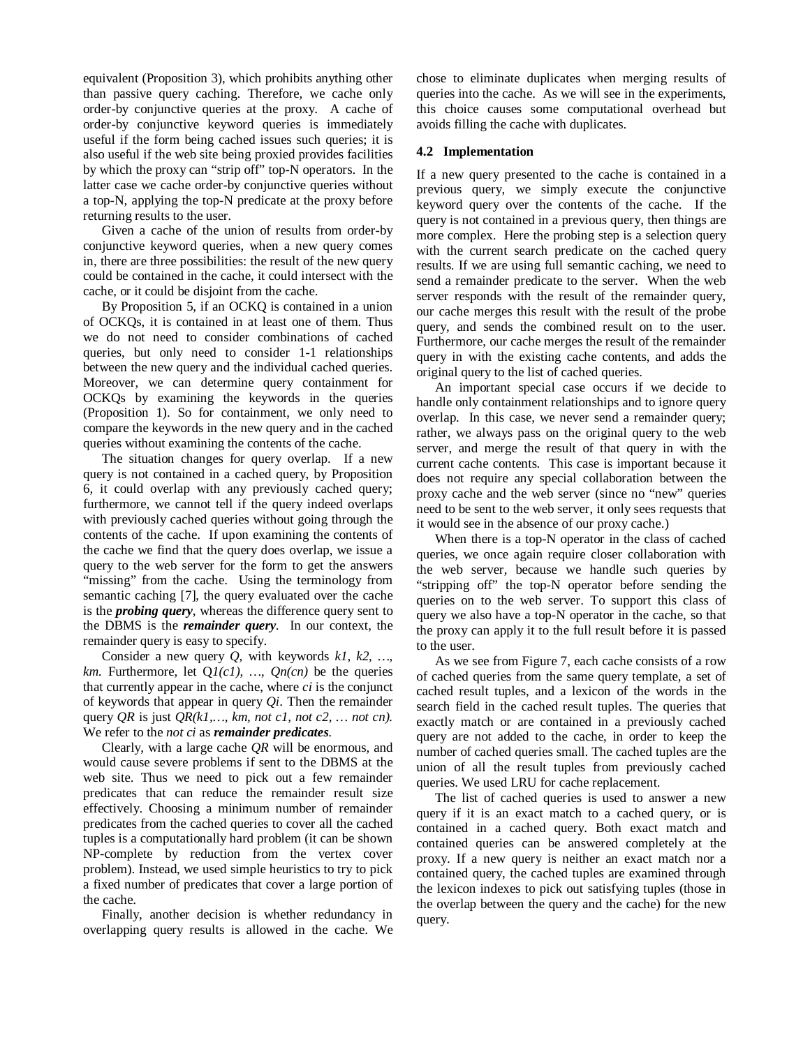equivalent (Proposition 3), which prohibits anything other than passive query caching. Therefore, we cache only order-by conjunctive queries at the proxy. A cache of order-by conjunctive keyword queries is immediately useful if the form being cached issues such queries; it is also useful if the web site being proxied provides facilities by which the proxy can "strip off" top-N operators. In the latter case we cache order-by conjunctive queries without a top-N, applying the top-N predicate at the proxy before returning results to the user.

Given a cache of the union of results from order-by conjunctive keyword queries, when a new query comes in, there are three possibilities: the result of the new query could be contained in the cache, it could intersect with the cache, or it could be disjoint from the cache.

By Proposition 5, if an OCKQ is contained in a union of OCKQs, it is contained in at least one of them. Thus we do not need to consider combinations of cached queries, but only need to consider 1-1 relationships between the new query and the individual cached queries. Moreover, we can determine query containment for OCKQs by examining the keywords in the queries (Proposition 1). So for containment, we only need to compare the keywords in the new query and in the cached queries without examining the contents of the cache.

The situation changes for query overlap. If a new query is not contained in a cached query, by Proposition 6, it could overlap with any previously cached query; furthermore, we cannot tell if the query indeed overlaps with previously cached queries without going through the contents of the cache. If upon examining the contents of the cache we find that the query does overlap, we issue a query to the web server for the form to get the answers "missing" from the cache. Using the terminology from semantic caching [7], the query evaluated over the cache is the ***probing query***, whereas the difference query sent to the DBMS is the ***remainder query***. In our context, the remainder query is easy to specify.

Consider a new query $Q$, with keywords $k1, k2, \ldots, km$. Furthermore, let $Q1(c1), \ldots, Qn(cn)$ be the queries that currently appear in the cache, where $ci$ is the conjunct of keywords that appear in query $Qi$. Then the remainder query $QR$ is just $QR(k1,\ldots, km, \text{not } c1, \text{not } c2, \ldots \text{not } cn)$. We refer to the *not ci* as ***remainder predicates***.

Clearly, with a large cache $QR$ will be enormous, and would cause severe problems if sent to the DBMS at the web site. Thus we need to pick out a few remainder predicates that can reduce the remainder result size effectively. Choosing a minimum number of remainder predicates from the cached queries to cover all the cached tuples is a computationally hard problem (it can be shown NP-complete by reduction from the vertex cover problem). Instead, we used simple heuristics to try to pick a fixed number of predicates that cover a large portion of the cache.

Finally, another decision is whether redundancy in overlapping query results is allowed in the cache. We chose to eliminate duplicates when merging results of queries into the cache. As we will see in the experiments, this choice causes some computational overhead but avoids filling the cache with duplicates.

### 4.2 Implementation

If a new query presented to the cache is contained in a previous query, we simply execute the conjunctive keyword query over the contents of the cache. If the query is not contained in a previous query, then things are more complex. Here the probing step is a selection query with the current search predicate on the cached query results. If we are using full semantic caching, we need to send a remainder predicate to the server. When the web server responds with the result of the remainder query, our cache merges this result with the result of the probe query, and sends the combined result on to the user. Furthermore, our cache merges the result of the remainder query in with the existing cache contents, and adds the original query to the list of cached queries.

An important special case occurs if we decide to handle only containment relationships and to ignore query overlap. In this case, we never send a remainder query; rather, we always pass on the original query to the web server, and merge the result of that query in with the current cache contents. This case is important because it does not require any special collaboration between the proxy cache and the web server (since no "new" queries need to be sent to the web server, it only sees requests that it would see in the absence of our proxy cache.)

When there is a top-N operator in the class of cached queries, we once again require closer collaboration with the web server, because we handle such queries by "stripping off" the top-N operator before sending the queries on to the web server. To support this class of query we also have a top-N operator in the cache, so that the proxy can apply it to the full result before it is passed to the user.

As we see from Figure 7, each cache consists of a row of cached queries from the same query template, a set of cached result tuples, and a lexicon of the words in the search field in the cached result tuples. The queries that exactly match or are contained in a previously cached query are not added to the cache, in order to keep the number of cached queries small. The cached tuples are the union of all the result tuples from previously cached queries. We used LRU for cache replacement.

The list of cached queries is used to answer a new query if it is an exact match to a cached query, or is contained in a cached query. Both exact match and contained queries can be answered completely at the proxy. If a new query is neither an exact match nor a contained query, the cached tuples are examined through the lexicon indexes to pick out satisfying tuples (those in the overlap between the query and the cache) for the new query.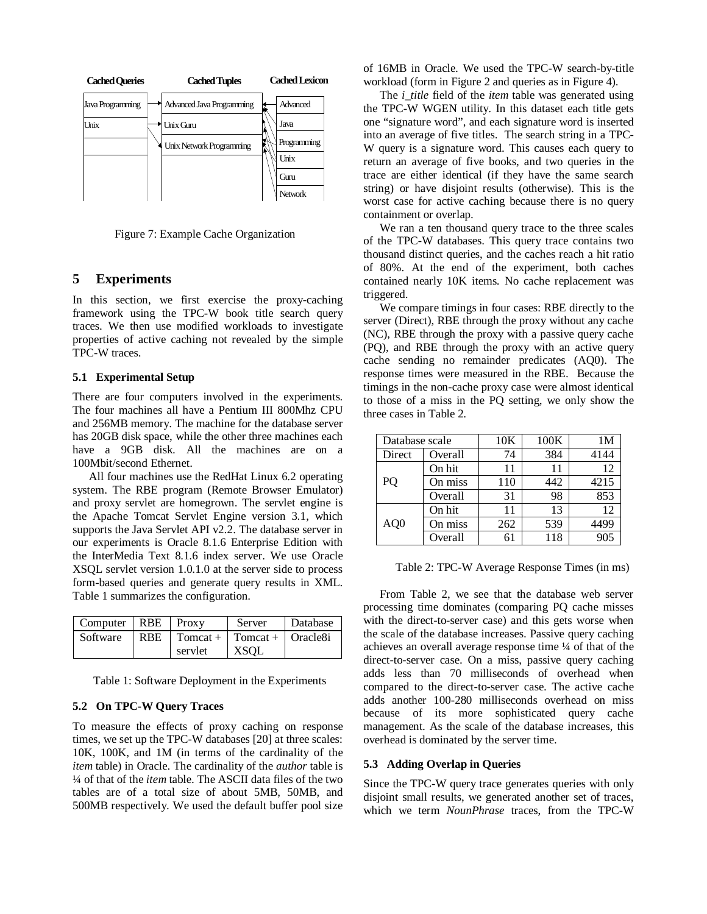Figure 7: Example Cache Organization

## 5 Experiments

In this section, we first exercise the proxy-caching framework using the TPC-W book title search query traces. We then use modified workloads to investigate properties of active caching not revealed by the simple TPC-W traces.

### 5.1 Experimental Setup

There are four computers involved in the experiments. The four machines all have a Pentium III 800Mhz CPU and 256MB memory. The machine for the database server has 20GB disk space, while the other three machines each have a 9GB disk. All the machines are on a 100Mbit/second Ethernet.

All four machines use the RedHat Linux 6.2 operating system. The RBE program (Remote Browser Emulator) and proxy servlet are homegrown. The servlet engine is the Apache Tomcat Servlet Engine version 3.1, which supports the Java Servlet API v2.2. The database server in our experiments is Oracle 8.1.6 Enterprise Edition with the InterMedia Text 8.1.6 index server. We use Oracle XSQL servlet version 1.0.1.0 at the server side to process form-based queries and generate query results in XML. Table 1 summarizes the configuration.

| Computer | RBE | Proxy | Server | Database |
|---|---|---|---|---|
| Software | RBE | Tomcat + servlet | Tomcat + XSQL | Oracle8i |

Table 1: Software Deployment in the Experiments

### 5.2 On TPC-W Query Traces

To measure the effects of proxy caching on response times, we set up the TPC-W databases [20] at three scales: 10K, 100K, and 1M (in terms of the cardinality of the *item* table) in Oracle. The cardinality of the *author* table is ¼ of that of the *item* table. The ASCII data files of the two tables are of a total size of about 5MB, 50MB, and 500MB respectively. We used the default buffer pool size of 16MB in Oracle. We used the TPC-W search-by-title workload (form in Figure 2 and queries as in Figure 4).

The *i_title* field of the *item* table was generated using the TPC-W WGEN utility. In this dataset each title gets one "signature word", and each signature word is inserted into an average of five titles. The search string in a TPC-W query is a signature word. This causes each query to return an average of five books, and two queries in the trace are either identical (if they have the same search string) or have disjoint results (otherwise). This is the worst case for active caching because there is no query containment or overlap.

We ran a ten thousand query trace to the three scales of the TPC-W databases. This query trace contains two thousand distinct queries, and the caches reach a hit ratio of 80%. At the end of the experiment, both caches contained nearly 10K items. No cache replacement was triggered.

We compare timings in four cases: RBE directly to the server (Direct), RBE through the proxy without any cache (NC), RBE through the proxy with a passive query cache (PQ), and RBE through the proxy with an active query cache sending no remainder predicates (AQ0). The response times were measured in the RBE. Because the timings in the non-cache proxy case were almost identical to those of a miss in the PQ setting, we only show the three cases in Table 2.

| Database scale | | 10K | 100K | 1M |
|---|---|---|---|---|
| Direct | Overall | 74 | 384 | 4144 |
| PQ | On hit | 11 | 11 | 12 |
| | On miss | 110 | 442 | 4215 |
| | Overall | 31 | 98 | 853 |
| AQ0 | On hit | 11 | 13 | 12 |
| | On miss | 262 | 539 | 4499 |
| | Overall | 61 | 118 | 905 |

Table 2: TPC-W Average Response Times (in ms)

From Table 2, we see that the database web server processing time dominates (comparing PQ cache misses with the direct-to-server case) and this gets worse when the scale of the database increases. Passive query caching achieves an overall average response time ¼ of that of the direct-to-server case. On a miss, passive query caching adds less than 70 milliseconds of overhead when compared to the direct-to-server case. The active cache adds another 100-280 milliseconds overhead on miss because of its more sophisticated query cache management. As the scale of the database increases, this overhead is dominated by the server time.

### 5.3 Adding Overlap in Queries

Since the TPC-W query trace generates queries with only disjoint small results, we generated another set of traces, which we term *NounPhrase* traces, from the TPC-W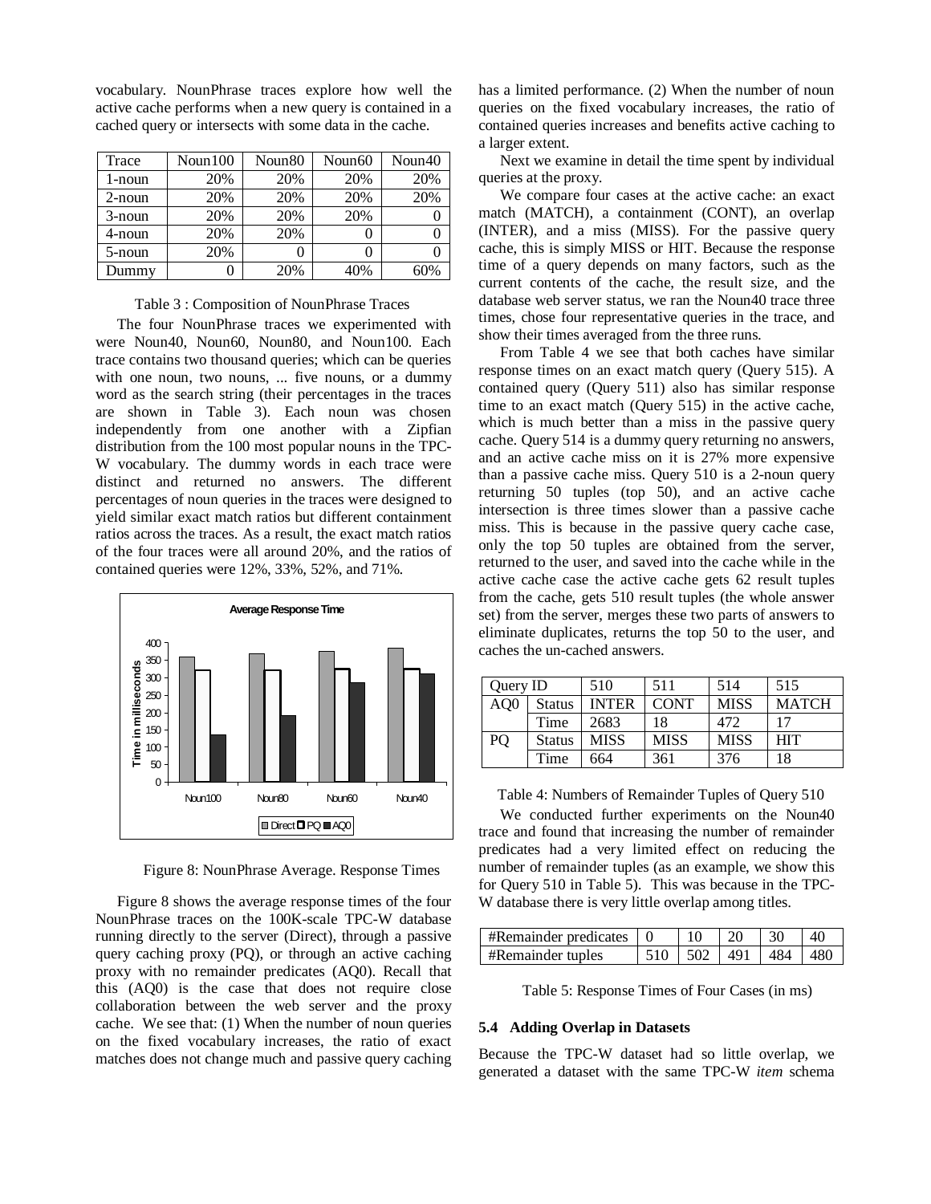vocabulary. NounPhrase traces explore how well the active cache performs when a new query is contained in a cached query or intersects with some data in the cache.

| Trace | Noun100 | Noun80 | Noun60 | Noun40 |
|---|---|---|---|---|
| 1-noun | 20% | 20% | 20% | 20% |
| 2-noun | 20% | 20% | 20% | 20% |
| 3-noun | 20% | 20% | 20% | 0 |
| 4-noun | 20% | 20% | 0 | 0 |
| 5-noun | 20% | 0 | 0 | 0 |
| Dummy | 0 | 20% | 40% | 60% |

Table 3 : Composition of NounPhrase Traces

The four NounPhrase traces we experimented with were Noun40, Noun60, Noun80, and Noun100. Each trace contains two thousand queries; which can be queries with one noun, two nouns, ... five nouns, or a dummy word as the search string (their percentages in the traces are shown in Table 3). Each noun was chosen independently from one another with a Zipfian distribution from the 100 most popular nouns in the TPC-W vocabulary. The dummy words in each trace were distinct and returned no answers. The different percentages of noun queries in the traces were designed to yield similar exact match ratios but different containment ratios across the traces. As a result, the exact match ratios of the four traces were all around 20%, and the ratios of contained queries were 12%, 33%, 52%, and 71%.

Figure 8: NounPhrase Average. Response Times

Figure 8 shows the average response times of the four NounPhrase traces on the 100K-scale TPC-W database running directly to the server (Direct), through a passive query caching proxy (PQ), or through an active caching proxy with no remainder predicates (AQ0). Recall that this (AQ0) is the case that does not require close collaboration between the web server and the proxy cache. We see that: (1) When the number of noun queries on the fixed vocabulary increases, the ratio of exact matches does not change much and passive query caching has a limited performance. (2) When the number of noun queries on the fixed vocabulary increases, the ratio of contained queries increases and benefits active caching to a larger extent.

Next we examine in detail the time spent by individual queries at the proxy.

We compare four cases at the active cache: an exact match (MATCH), a containment (CONT), an overlap (INTER), and a miss (MISS). For the passive query cache, this is simply MISS or HIT. Because the response time of a query depends on many factors, such as the current contents of the cache, the result size, and the database web server status, we ran the Noun40 trace three times, chose four representative queries in the trace, and show their times averaged from the three runs.

From Table 4 we see that both caches have similar response times on an exact match query (Query 515). A contained query (Query 511) also has similar response time to an exact match (Query 515) in the active cache, which is much better than a miss in the passive query cache. Query 514 is a dummy query returning no answers, and an active cache miss on it is 27% more expensive than a passive cache miss. Query 510 is a 2-noun query returning 50 tuples (top 50), and an active cache intersection is three times slower than a passive cache miss. This is because in the passive query cache case, only the top 50 tuples are obtained from the server, returned to the user, and saved into the cache while in the active cache case the active cache gets 62 result tuples from the cache, gets 510 result tuples (the whole answer set) from the server, merges these two parts of answers to eliminate duplicates, returns the top 50 to the user, and caches the un-cached answers.

| Query ID | | 510 | 511 | 514 | 515 |
|---|---|---|---|---|---|
| AQ0 | Status | INTER | CONT | MISS | MATCH |
| | Time | 2683 | 18 | 472 | 17 |
| PQ | Status | MISS | MISS | MISS | HIT |
| | Time | 664 | 361 | 376 | 18 |

Table 4: Numbers of Remainder Tuples of Query 510

We conducted further experiments on the Noun40 trace and found that increasing the number of remainder predicates had a very limited effect on reducing the number of remainder tuples (as an example, we show this for Query 510 in Table 5). This was because in the TPC-W database there is very little overlap among titles.

| #Remainder predicates | 0 | 10 | 20 | 30 | 40 |
|---|---|---|---|---|---|
| #Remainder tuples | 510 | 502 | 491 | 484 | 480 |

Table 5: Response Times of Four Cases (in ms)

### 5.4 Adding Overlap in Datasets

Because the TPC-W dataset had so little overlap, we generated a dataset with the same TPC-W *item* schema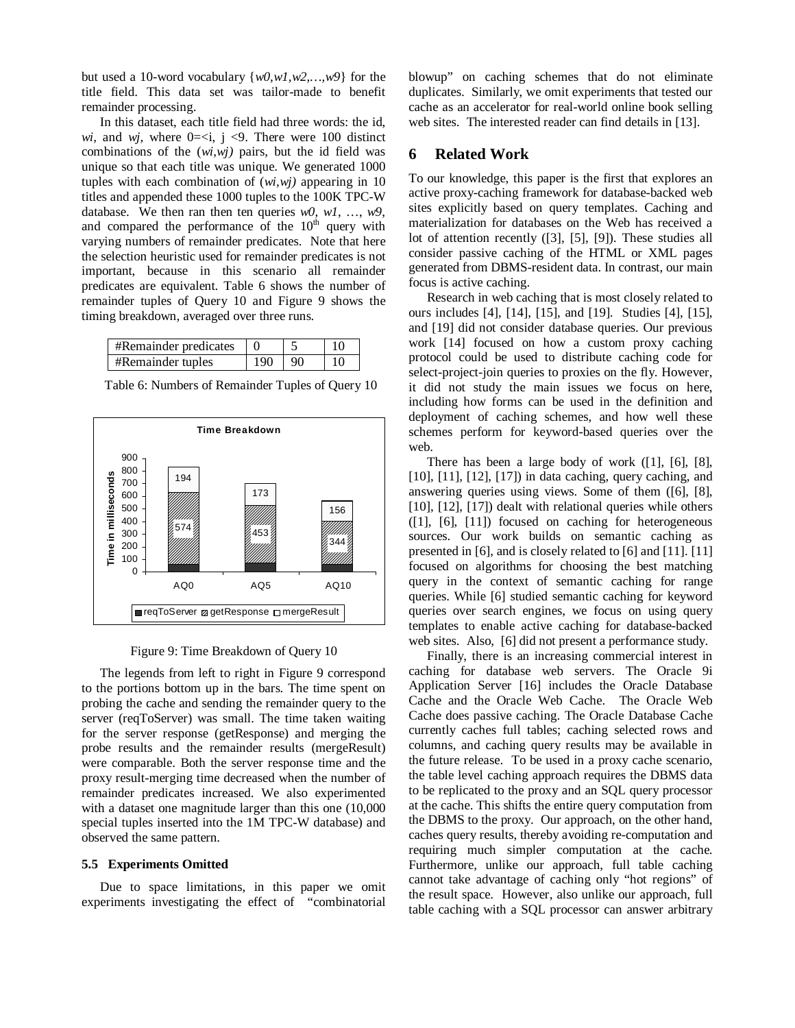but used a 10-word vocabulary {*w0,w1,w2,…,w9*} for the title field. This data set was tailor-made to benefit remainder processing.

In this dataset, each title field had three words: the id, *wi*, and *wj*, where 0=<i, j <9. There were 100 distinct combinations of the (*wi,wj)* pairs, but the id field was unique so that each title was unique. We generated 1000 tuples with each combination of (*wi,wj)* appearing in 10 titles and appended these 1000 tuples to the 100K TPC-W database. We then ran then ten queries *w0*, *w1*, …, *w9*, and compared the performance of the 10th query with varying numbers of remainder predicates. Note that here the selection heuristic used for remainder predicates is not important, because in this scenario all remainder predicates are equivalent. Table 6 shows the number of remainder tuples of Query 10 and Figure 9 shows the timing breakdown, averaged over three runs.

| #Remainder predicates | 0 | 5 | 10 |
|---|---|---|---|
| #Remainder tuples | 190 | 90 | 10 |

Table 6: Numbers of Remainder Tuples of Query 10

Figure 9: Time Breakdown of Query 10

The legends from left to right in Figure 9 correspond to the portions bottom up in the bars. The time spent on probing the cache and sending the remainder query to the server (reqToServer) was small. The time taken waiting for the server response (getResponse) and merging the probe results and the remainder results (mergeResult) were comparable. Both the server response time and the proxy result-merging time decreased when the number of remainder predicates increased. We also experimented with a dataset one magnitude larger than this one (10,000 special tuples inserted into the 1M TPC-W database) and observed the same pattern.

### 5.5 Experiments Omitted

Due to space limitations, in this paper we omit experiments investigating the effect of "combinatorial blowup" on caching schemes that do not eliminate duplicates. Similarly, we omit experiments that tested our cache as an accelerator for real-world online book selling web sites. The interested reader can find details in [13].

## 6 Related Work

To our knowledge, this paper is the first that explores an active proxy-caching framework for database-backed web sites explicitly based on query templates. Caching and materialization for databases on the Web has received a lot of attention recently ([3], [5], [9]). These studies all consider passive caching of the HTML or XML pages generated from DBMS-resident data. In contrast, our main focus is active caching.

Research in web caching that is most closely related to ours includes [4], [14], [15], and [19]. Studies [4], [15], and [19] did not consider database queries. Our previous work [14] focused on how a custom proxy caching protocol could be used to distribute caching code for select-project-join queries to proxies on the fly. However, it did not study the main issues we focus on here, including how forms can be used in the definition and deployment of caching schemes, and how well these schemes perform for keyword-based queries over the web.

There has been a large body of work ([1], [6], [8], [10], [11], [12], [17]) in data caching, query caching, and answering queries using views. Some of them ([6], [8], [10], [12], [17]) dealt with relational queries while others ([1], [6], [11]) focused on caching for heterogeneous sources. Our work builds on semantic caching as presented in [6], and is closely related to [6] and [11]. [11] focused on algorithms for choosing the best matching query in the context of semantic caching for range queries. While [6] studied semantic caching for keyword queries over search engines, we focus on using query templates to enable active caching for database-backed web sites. Also, [6] did not present a performance study.

Finally, there is an increasing commercial interest in caching for database web servers. The Oracle 9i Application Server [16] includes the Oracle Database Cache and the Oracle Web Cache. The Oracle Web Cache does passive caching. The Oracle Database Cache currently caches full tables; caching selected rows and columns, and caching query results may be available in the future release. To be used in a proxy cache scenario, the table level caching approach requires the DBMS data to be replicated to the proxy and an SQL query processor at the cache. This shifts the entire query computation from the DBMS to the proxy. Our approach, on the other hand, caches query results, thereby avoiding re-computation and requiring much simpler computation at the cache. Furthermore, unlike our approach, full table caching cannot take advantage of caching only "hot regions" of the result space. However, also unlike our approach, full table caching with a SQL processor can answer arbitrary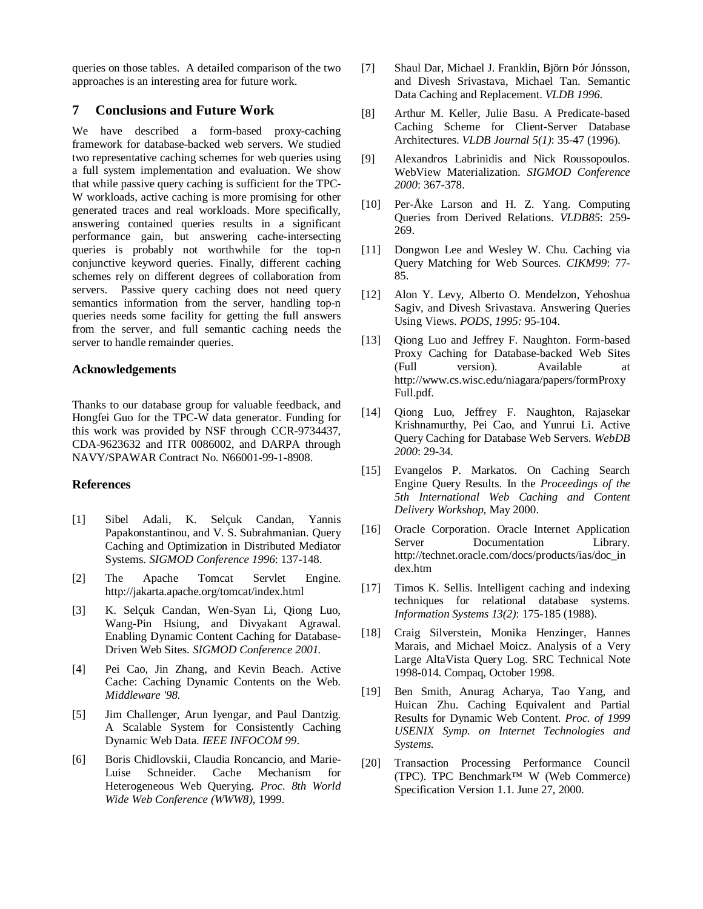queries on those tables. A detailed comparison of the two approaches is an interesting area for future work.

## 7 Conclusions and Future Work

We have described a form-based proxy-caching framework for database-backed web servers. We studied two representative caching schemes for web queries using a full system implementation and evaluation. We show that while passive query caching is sufficient for the TPC-W workloads, active caching is more promising for other generated traces and real workloads. More specifically, answering contained queries results in a significant performance gain, but answering cache-intersecting queries is probably not worthwhile for the top-n conjunctive keyword queries. Finally, different caching schemes rely on different degrees of collaboration from servers. Passive query caching does not need query semantics information from the server, handling top-n queries needs some facility for getting the full answers from the server, and full semantic caching needs the server to handle remainder queries.

### Acknowledgements

Thanks to our database group for valuable feedback, and Hongfei Guo for the TPC-W data generator. Funding for this work was provided by NSF through CCR-9734437, CDA-9623632 and ITR 0086002, and DARPA through NAVY/SPAWAR Contract No. N66001-99-1-8908.

### References

[1] Sibel Adali, K. Selçuk Candan, Yannis Papakonstantinou, and V. S. Subrahmanian. Query Caching and Optimization in Distributed Mediator Systems. *SIGMOD Conference 1996*: 137-148.

[2] The Apache Tomcat Servlet Engine. http://jakarta.apache.org/tomcat/index.html

[3] K. Selçuk Candan, Wen-Syan Li, Qiong Luo, Wang-Pin Hsiung, and Divyakant Agrawal. Enabling Dynamic Content Caching for Database-Driven Web Sites. *SIGMOD Conference 2001.*

[4] Pei Cao, Jin Zhang, and Kevin Beach. Active Cache: Caching Dynamic Contents on the Web. *Middleware '98.*

[5] Jim Challenger, Arun Iyengar, and Paul Dantzig. A Scalable System for Consistently Caching Dynamic Web Data. *IEEE INFOCOM 99*.

[6] Boris Chidlovskii, Claudia Roncancio, and Marie-Luise Schneider. Cache Mechanism for Heterogeneous Web Querying. *Proc. 8th World Wide Web Conference (WWW8)*, 1999.

[7] Shaul Dar, Michael J. Franklin, Björn Þór Jónsson, and Divesh Srivastava, Michael Tan. Semantic Data Caching and Replacement. *VLDB 1996*.

[8] Arthur M. Keller, Julie Basu. A Predicate-based Caching Scheme for Client-Server Database Architectures. *VLDB Journal 5(1)*: 35-47 (1996).

[9] Alexandros Labrinidis and Nick Roussopoulos. WebView Materialization. *SIGMOD Conference 2000*: 367-378.

[10] Per-Åke Larson and H. Z. Yang. Computing Queries from Derived Relations. *VLDB85*: 259-269.

[11] Dongwon Lee and Wesley W. Chu. Caching via Query Matching for Web Sources. *CIKM99*: 77-85.

[12] Alon Y. Levy, Alberto O. Mendelzon, Yehoshua Sagiv, and Divesh Srivastava. Answering Queries Using Views. *PODS, 1995:* 95-104.

[13] Qiong Luo and Jeffrey F. Naughton. Form-based Proxy Caching for Database-backed Web Sites (Full version). Available at http://www.cs.wisc.edu/niagara/papers/formProxyFull.pdf.

[14] Qiong Luo, Jeffrey F. Naughton, Rajasekar Krishnamurthy, Pei Cao, and Yunrui Li. Active Query Caching for Database Web Servers. *WebDB 2000*: 29-34.

[15] Evangelos P. Markatos. On Caching Search Engine Query Results. In the *Proceedings of the 5th International Web Caching and Content Delivery Workshop,* May 2000.

[16] Oracle Corporation. Oracle Internet Application Server Documentation Library. http://technet.oracle.com/docs/products/ias/doc_index.htm

[17] Timos K. Sellis. Intelligent caching and indexing techniques for relational database systems. *Information Systems 13(2)*: 175-185 (1988).

[18] Craig Silverstein, Monika Henzinger, Hannes Marais, and Michael Moicz. Analysis of a Very Large AltaVista Query Log. SRC Technical Note 1998-014. Compaq, October 1998.

[19] Ben Smith, Anurag Acharya, Tao Yang, and Huican Zhu. Caching Equivalent and Partial Results for Dynamic Web Content. *Proc. of 1999 USENIX Symp. on Internet Technologies and Systems.*

[20] Transaction Processing Performance Council (TPC). TPC Benchmark™ W (Web Commerce) Specification Version 1.1. June 27, 2000.